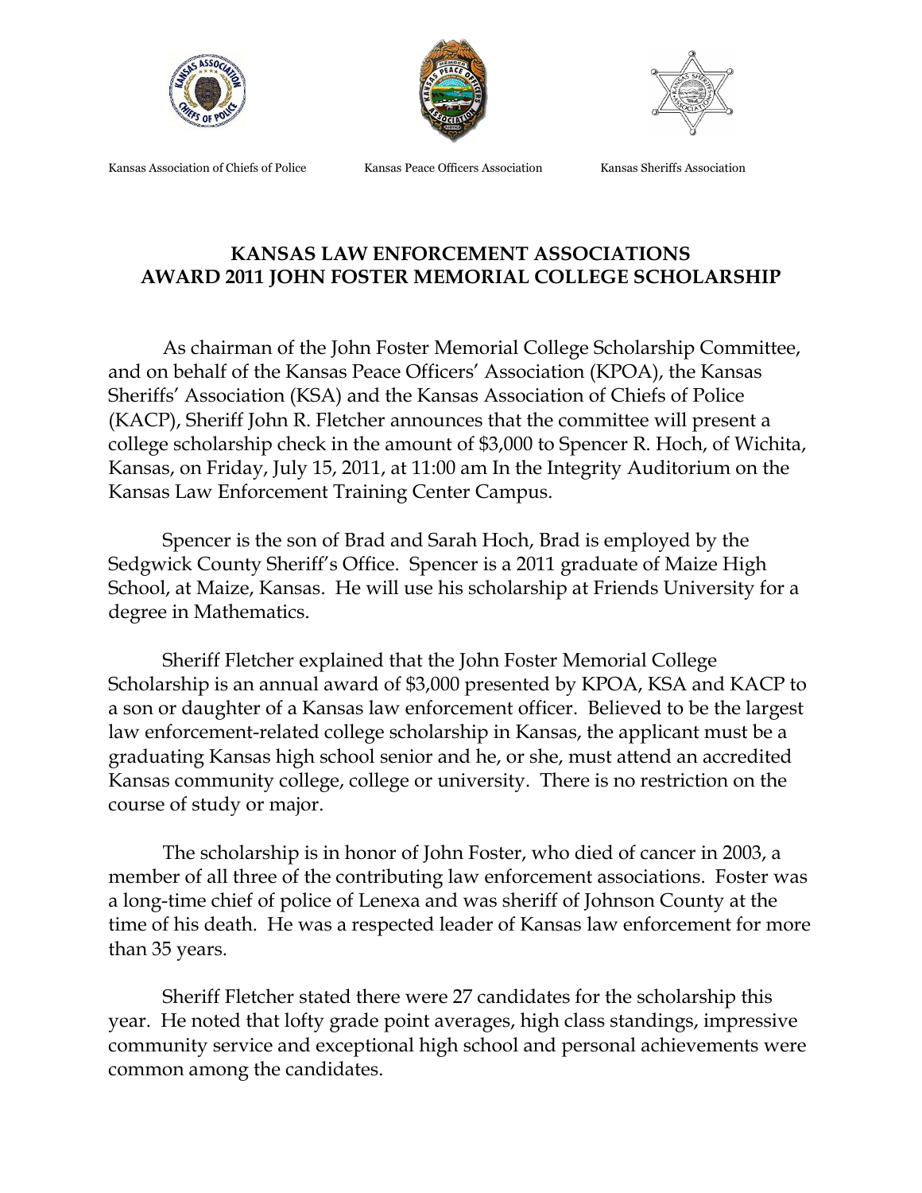Kansas Association of Chiefs of Police | Kansas Peace Officers Association | Kansas Sheriffs Association

## KANSAS LAW ENFORCEMENT ASSOCIATIONS AWARD 2011 JOHN FOSTER MEMORIAL COLLEGE SCHOLARSHIP

As chairman of the John Foster Memorial College Scholarship Committee, and on behalf of the Kansas Peace Officers' Association (KPOA), the Kansas Sheriffs' Association (KSA) and the Kansas Association of Chiefs of Police (KACP), Sheriff John R. Fletcher announces that the committee will present a college scholarship check in the amount of $3,000 to Spencer R. Hoch, of Wichita, Kansas, on Friday, July 15, 2011, at 11:00 am In the Integrity Auditorium on the Kansas Law Enforcement Training Center Campus.

Spencer is the son of Brad and Sarah Hoch, Brad is employed by the Sedgwick County Sheriff's Office. Spencer is a 2011 graduate of Maize High School, at Maize, Kansas. He will use his scholarship at Friends University for a degree in Mathematics.

Sheriff Fletcher explained that the John Foster Memorial College Scholarship is an annual award of $3,000 presented by KPOA, KSA and KACP to a son or daughter of a Kansas law enforcement officer. Believed to be the largest law enforcement-related college scholarship in Kansas, the applicant must be a graduating Kansas high school senior and he, or she, must attend an accredited Kansas community college, college or university. There is no restriction on the course of study or major.

The scholarship is in honor of John Foster, who died of cancer in 2003, a member of all three of the contributing law enforcement associations. Foster was a long-time chief of police of Lenexa and was sheriff of Johnson County at the time of his death. He was a respected leader of Kansas law enforcement for more than 35 years.

Sheriff Fletcher stated there were 27 candidates for the scholarship this year. He noted that lofty grade point averages, high class standings, impressive community service and exceptional high school and personal achievements were common among the candidates.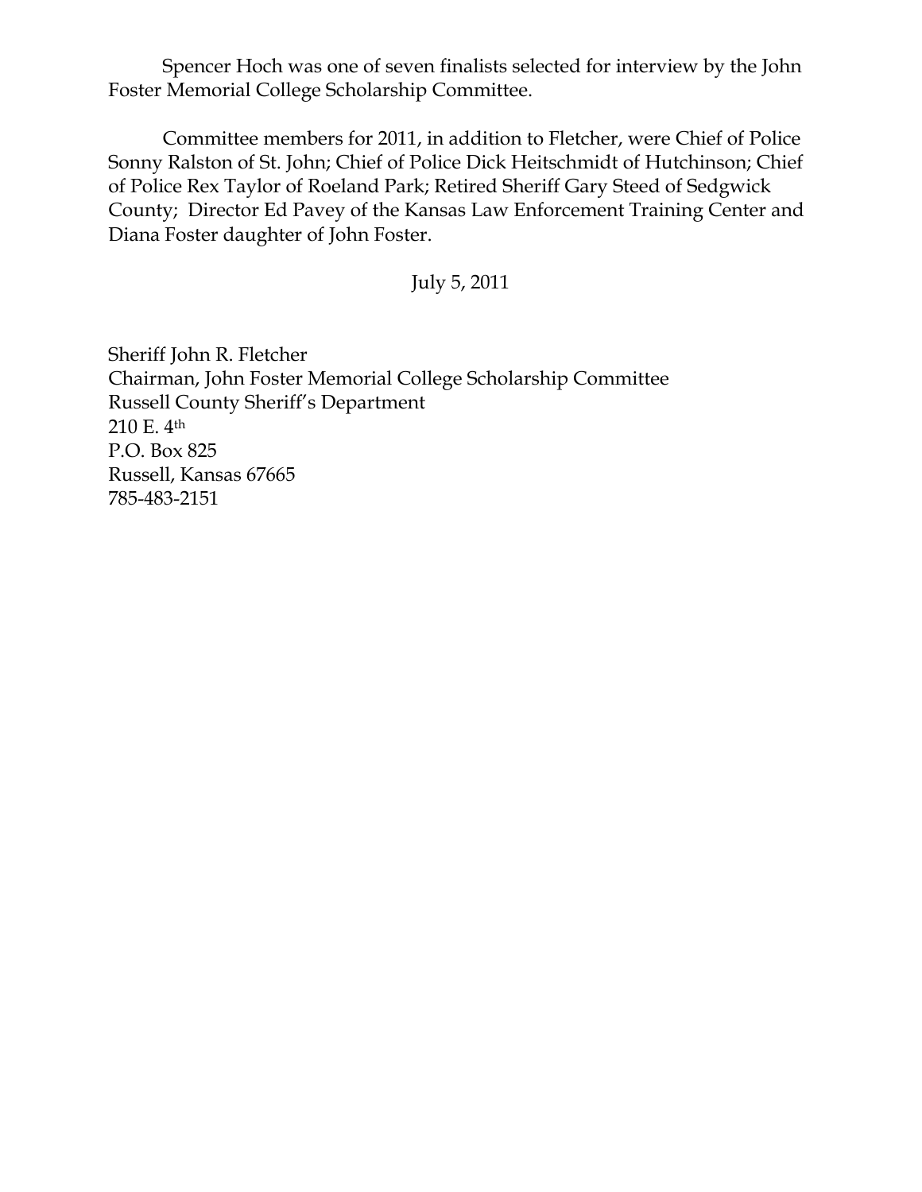Spencer Hoch was one of seven finalists selected for interview by the John Foster Memorial College Scholarship Committee.

Committee members for 2011, in addition to Fletcher, were Chief of Police Sonny Ralston of St. John; Chief of Police Dick Heitschmidt of Hutchinson; Chief of Police Rex Taylor of Roeland Park; Retired Sheriff Gary Steed of Sedgwick County; Director Ed Pavey of the Kansas Law Enforcement Training Center and Diana Foster daughter of John Foster.

July 5, 2011

Sheriff John R. Fletcher
Chairman, John Foster Memorial College Scholarship Committee
Russell County Sheriff's Department
210 E. 4th
P.O. Box 825
Russell, Kansas 67665
785-483-2151